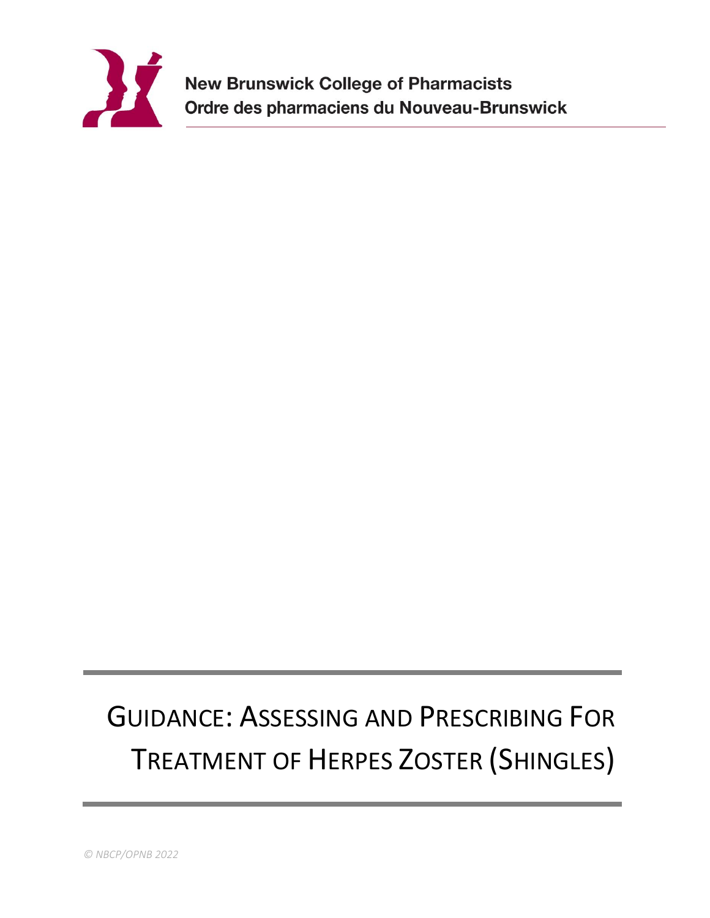**New Brunswick College of Pharmacists**
**Ordre des pharmaciens du Nouveau-Brunswick**

# Guidance: Assessing and Prescribing For Treatment of Herpes Zoster (Shingles)

*© NBCP/OPNB 2022*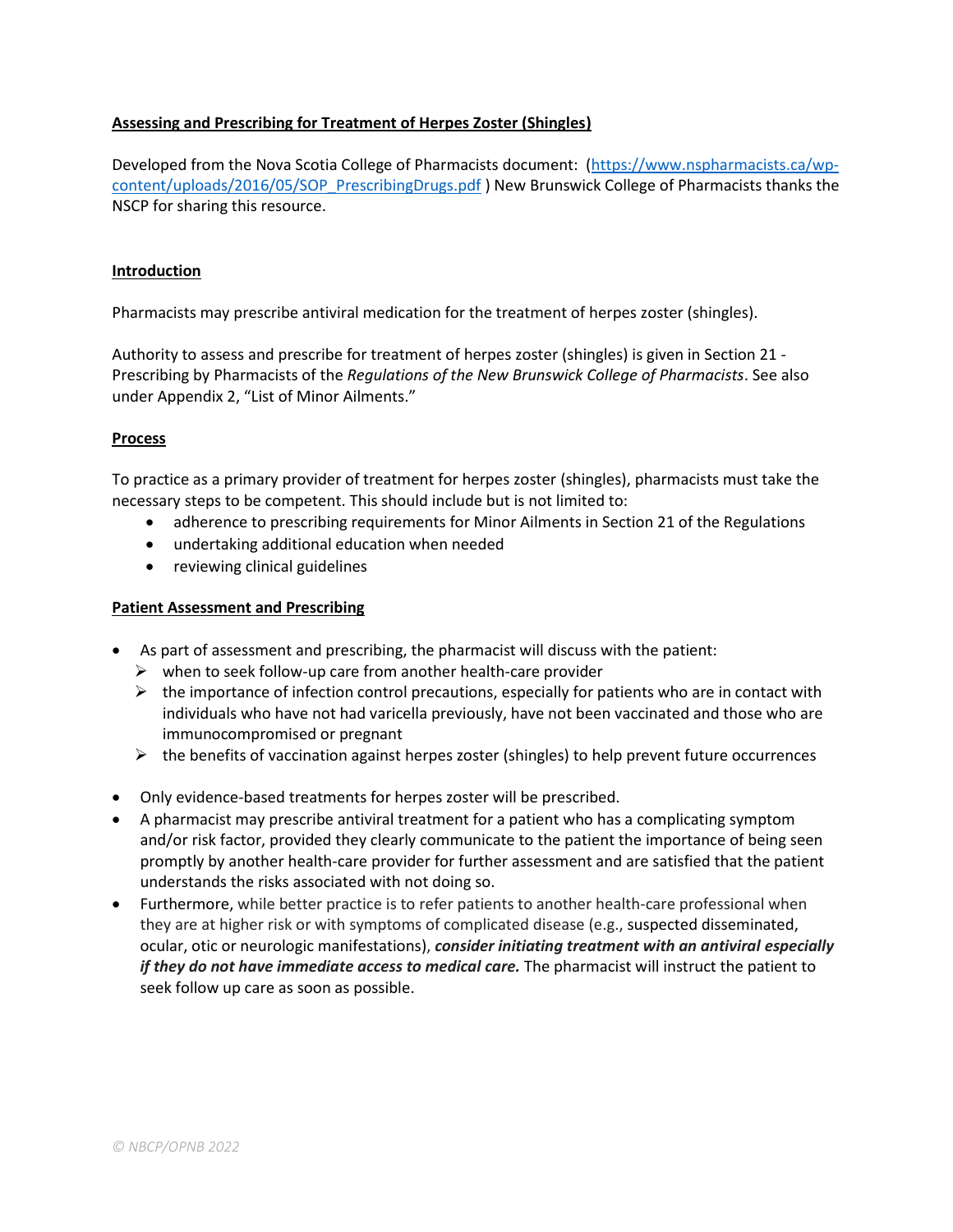**Assessing and Prescribing for Treatment of Herpes Zoster (Shingles)**

Developed from the Nova Scotia College of Pharmacists document: ([https://www.nspharmacists.ca/wp-content/uploads/2016/05/SOP_PrescribingDrugs.pdf](https://www.nspharmacists.ca/wp-content/uploads/2016/05/SOP_PrescribingDrugs.pdf) ) New Brunswick College of Pharmacists thanks the NSCP for sharing this resource.

**Introduction**

Pharmacists may prescribe antiviral medication for the treatment of herpes zoster (shingles).

Authority to assess and prescribe for treatment of herpes zoster (shingles) is given in Section 21 - Prescribing by Pharmacists of the *Regulations of the New Brunswick College of Pharmacists*. See also under Appendix 2, "List of Minor Ailments."

**Process**

To practice as a primary provider of treatment for herpes zoster (shingles), pharmacists must take the necessary steps to be competent. This should include but is not limited to:

- adherence to prescribing requirements for Minor Ailments in Section 21 of the Regulations
- undertaking additional education when needed
- reviewing clinical guidelines

**Patient Assessment and Prescribing**

- As part of assessment and prescribing, the pharmacist will discuss with the patient:
  - when to seek follow-up care from another health-care provider
  - the importance of infection control precautions, especially for patients who are in contact with individuals who have not had varicella previously, have not been vaccinated and those who are immunocompromised or pregnant
  - the benefits of vaccination against herpes zoster (shingles) to help prevent future occurrences
- Only evidence-based treatments for herpes zoster will be prescribed.
- A pharmacist may prescribe antiviral treatment for a patient who has a complicating symptom and/or risk factor, provided they clearly communicate to the patient the importance of being seen promptly by another health-care provider for further assessment and are satisfied that the patient understands the risks associated with not doing so.
- Furthermore, while better practice is to refer patients to another health-care professional when they are at higher risk or with symptoms of complicated disease (e.g., suspected disseminated, ocular, otic or neurologic manifestations), ***consider initiating treatment with an antiviral especially if they do not have immediate access to medical care.*** The pharmacist will instruct the patient to seek follow up care as soon as possible.

*© NBCP/OPNB 2022*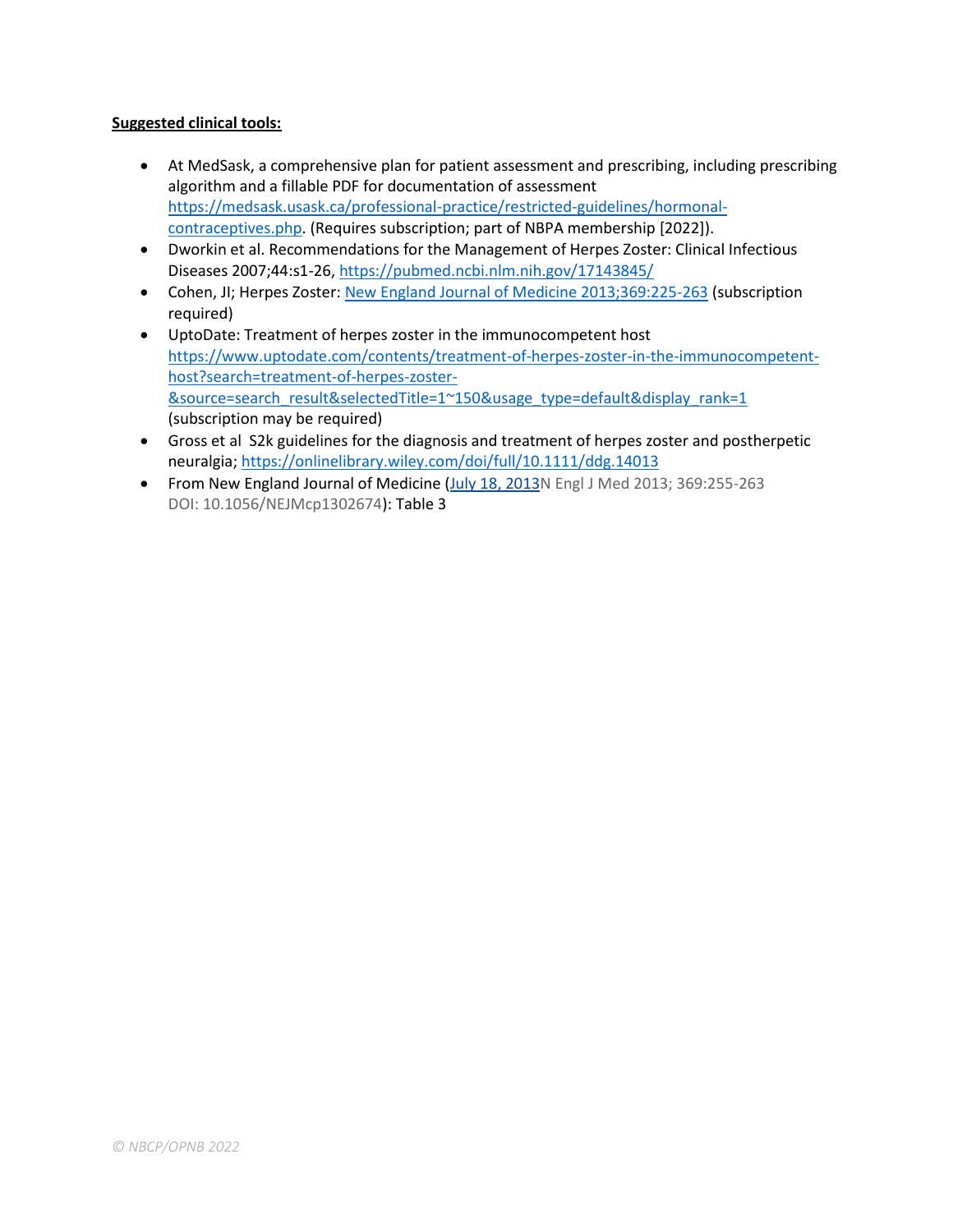**Suggested clinical tools:**

- At MedSask, a comprehensive plan for patient assessment and prescribing, including prescribing algorithm and a fillable PDF for documentation of assessment https://medsask.usask.ca/professional-practice/restricted-guidelines/hormonal-contraceptives.php. (Requires subscription; part of NBPA membership [2022]).
- Dworkin et al. Recommendations for the Management of Herpes Zoster: Clinical Infectious Diseases 2007;44:s1-26, https://pubmed.ncbi.nlm.nih.gov/17143845/
- Cohen, JI; Herpes Zoster: New England Journal of Medicine 2013;369:225-263 (subscription required)
- UptoDate: Treatment of herpes zoster in the immunocompetent host https://www.uptodate.com/contents/treatment-of-herpes-zoster-in-the-immunocompetent-host?search=treatment-of-herpes-zoster-&source=search_result&selectedTitle=1~150&usage_type=default&display_rank=1 (subscription may be required)
- Gross et al S2k guidelines for the diagnosis and treatment of herpes zoster and postherpetic neuralgia; https://onlinelibrary.wiley.com/doi/full/10.1111/ddg.14013
- From New England Journal of Medicine (July 18, 2013N Engl J Med 2013; 369:255-263 DOI: 10.1056/NEJMcp1302674): Table 3

*© NBCP/OPNB 2022*